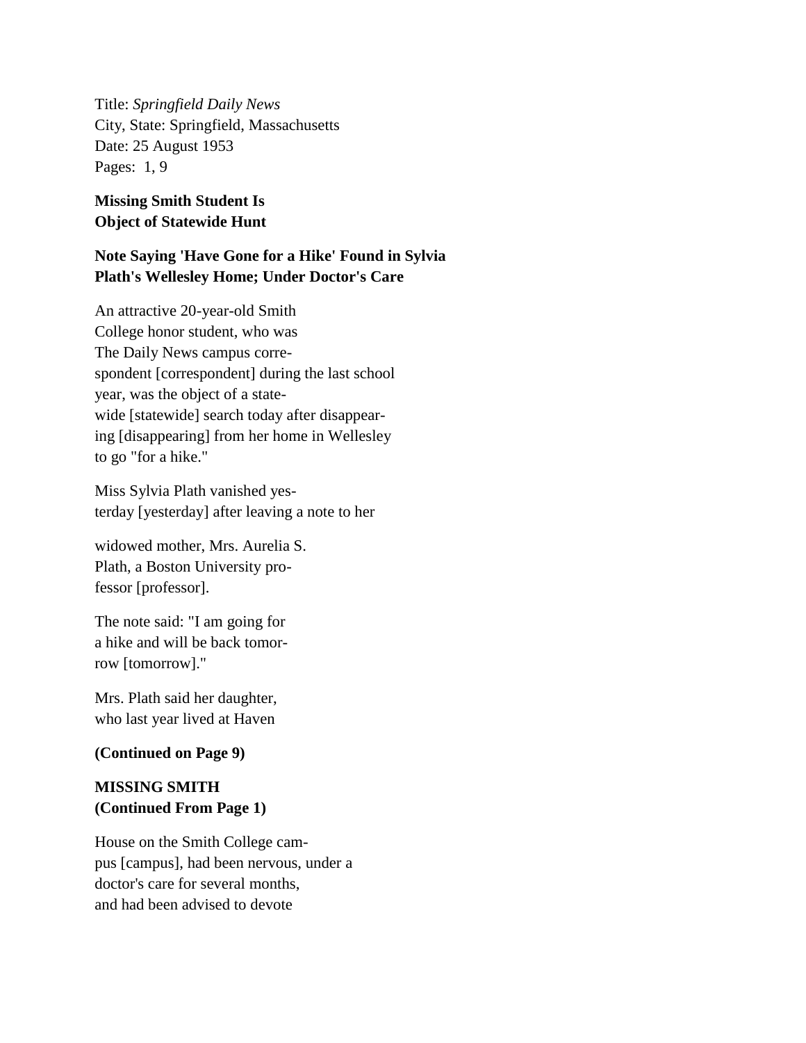Title: *Springfield Daily News*
City, State: Springfield, Massachusetts
Date: 25 August 1953
Pages: 1, 9

**Missing Smith Student Is Object of Statewide Hunt**

**Note Saying 'Have Gone for a Hike' Found in Sylvia Plath's Wellesley Home; Under Doctor's Care**

An attractive 20-year-old Smith College honor student, who was The Daily News campus corre-spondent [correspondent] during the last school year, was the object of a state-wide [statewide] search today after disappear-ing [disappearing] from her home in Wellesley to go "for a hike."

Miss Sylvia Plath vanished yes-terday [yesterday] after leaving a note to her

widowed mother, Mrs. Aurelia S. Plath, a Boston University pro-fessor [professor].

The note said: "I am going for a hike and will be back tomor-row [tomorrow]."

Mrs. Plath said her daughter, who last year lived at Haven

**(Continued on Page 9)**

**MISSING SMITH (Continued From Page 1)**

House on the Smith College cam-pus [campus], had been nervous, under a doctor's care for several months, and had been advised to devote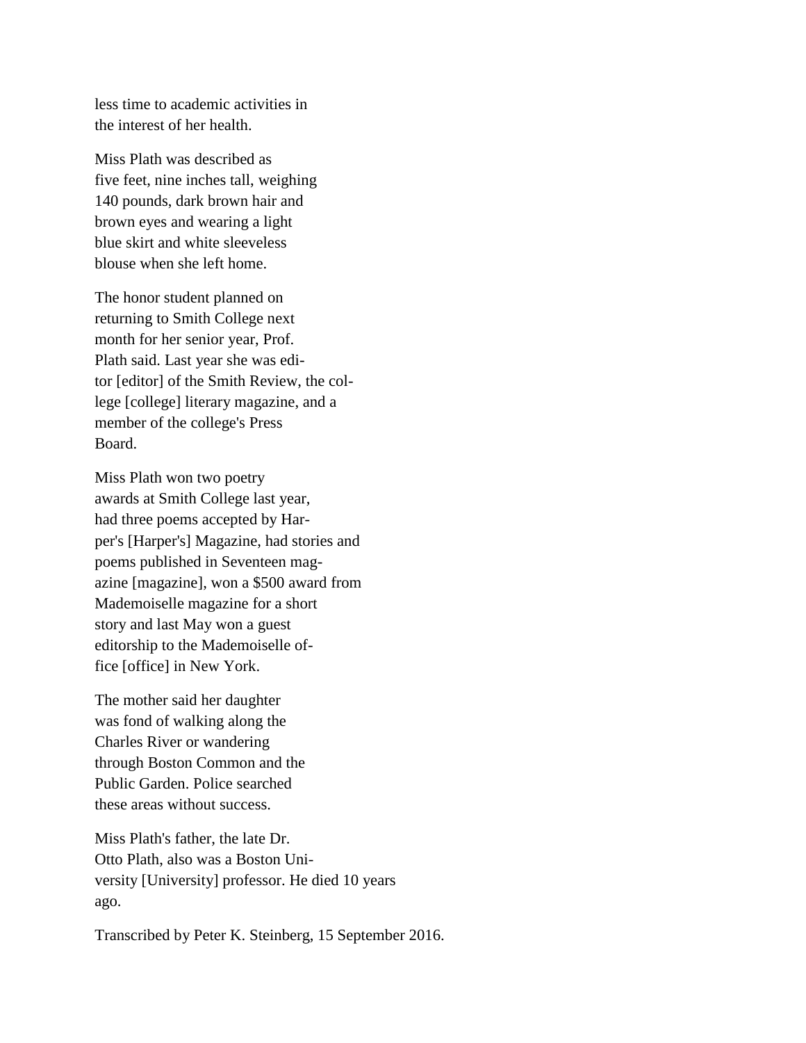less time to academic activities in the interest of her health.

Miss Plath was described as five feet, nine inches tall, weighing 140 pounds, dark brown hair and brown eyes and wearing a light blue skirt and white sleeveless blouse when she left home.

The honor student planned on returning to Smith College next month for her senior year, Prof. Plath said. Last year she was editor [editor] of the Smith Review, the college [college] literary magazine, and a member of the college's Press Board.

Miss Plath won two poetry awards at Smith College last year, had three poems accepted by Harper's [Harper's] Magazine, had stories and poems published in Seventeen magazine [magazine], won a $500 award from Mademoiselle magazine for a short story and last May won a guest editorship to the Mademoiselle office [office] in New York.

The mother said her daughter was fond of walking along the Charles River or wandering through Boston Common and the Public Garden. Police searched these areas without success.

Miss Plath's father, the late Dr. Otto Plath, also was a Boston University [University] professor. He died 10 years ago.

Transcribed by Peter K. Steinberg, 15 September 2016.